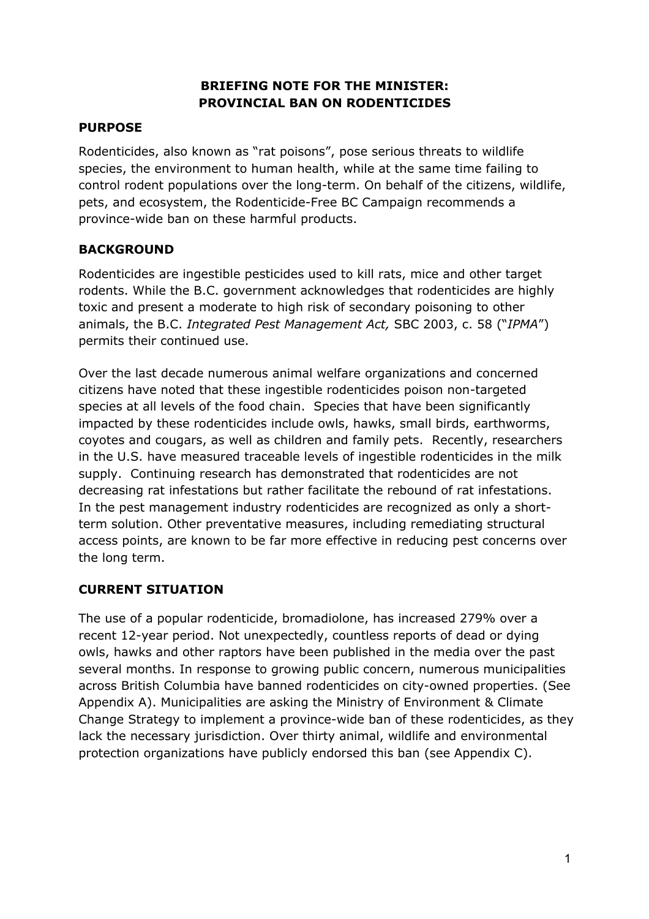# BRIEFING NOTE FOR THE MINISTER: PROVINCIAL BAN ON RODENTICIDES

## PURPOSE

Rodenticides, also known as "rat poisons", pose serious threats to wildlife species, the environment to human health, while at the same time failing to control rodent populations over the long-term. On behalf of the citizens, wildlife, pets, and ecosystem, the Rodenticide-Free BC Campaign recommends a province-wide ban on these harmful products.

## BACKGROUND

Rodenticides are ingestible pesticides used to kill rats, mice and other target rodents. While the B.C. government acknowledges that rodenticides are highly toxic and present a moderate to high risk of secondary poisoning to other animals, the B.C. *Integrated Pest Management Act,* SBC 2003, c. 58 ("*IPMA*") permits their continued use.

Over the last decade numerous animal welfare organizations and concerned citizens have noted that these ingestible rodenticides poison non-targeted species at all levels of the food chain. Species that have been significantly impacted by these rodenticides include owls, hawks, small birds, earthworms, coyotes and cougars, as well as children and family pets. Recently, researchers in the U.S. have measured traceable levels of ingestible rodenticides in the milk supply. Continuing research has demonstrated that rodenticides are not decreasing rat infestations but rather facilitate the rebound of rat infestations. In the pest management industry rodenticides are recognized as only a short-term solution. Other preventative measures, including remediating structural access points, are known to be far more effective in reducing pest concerns over the long term.

## CURRENT SITUATION

The use of a popular rodenticide, bromadiolone, has increased 279% over a recent 12-year period. Not unexpectedly, countless reports of dead or dying owls, hawks and other raptors have been published in the media over the past several months. In response to growing public concern, numerous municipalities across British Columbia have banned rodenticides on city-owned properties. (See Appendix A). Municipalities are asking the Ministry of Environment & Climate Change Strategy to implement a province-wide ban of these rodenticides, as they lack the necessary jurisdiction. Over thirty animal, wildlife and environmental protection organizations have publicly endorsed this ban (see Appendix C).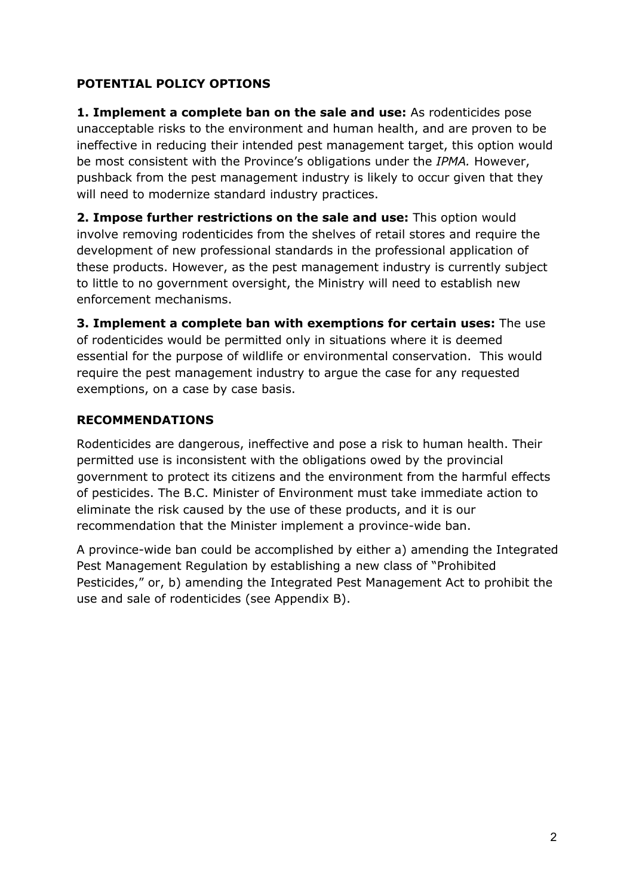## POTENTIAL POLICY OPTIONS

**1. Implement a complete ban on the sale and use:** As rodenticides pose unacceptable risks to the environment and human health, and are proven to be ineffective in reducing their intended pest management target, this option would be most consistent with the Province's obligations under the *IPMA.* However, pushback from the pest management industry is likely to occur given that they will need to modernize standard industry practices.

**2. Impose further restrictions on the sale and use:** This option would involve removing rodenticides from the shelves of retail stores and require the development of new professional standards in the professional application of these products. However, as the pest management industry is currently subject to little to no government oversight, the Ministry will need to establish new enforcement mechanisms.

**3. Implement a complete ban with exemptions for certain uses:** The use of rodenticides would be permitted only in situations where it is deemed essential for the purpose of wildlife or environmental conservation. This would require the pest management industry to argue the case for any requested exemptions, on a case by case basis.

## RECOMMENDATIONS

Rodenticides are dangerous, ineffective and pose a risk to human health. Their permitted use is inconsistent with the obligations owed by the provincial government to protect its citizens and the environment from the harmful effects of pesticides. The B.C. Minister of Environment must take immediate action to eliminate the risk caused by the use of these products, and it is our recommendation that the Minister implement a province-wide ban.

A province-wide ban could be accomplished by either a) amending the Integrated Pest Management Regulation by establishing a new class of "Prohibited Pesticides," or, b) amending the Integrated Pest Management Act to prohibit the use and sale of rodenticides (see Appendix B).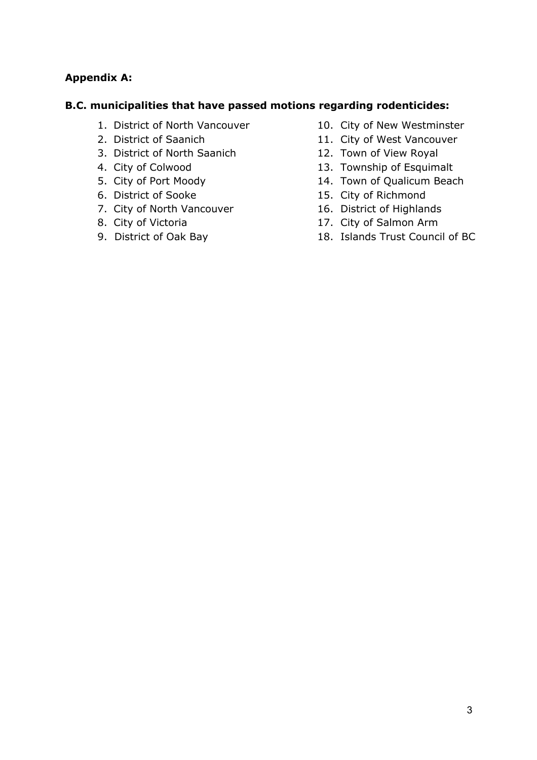**Appendix A:**

**B.C. municipalities that have passed motions regarding rodenticides:**

1. District of North Vancouver
2. District of Saanich
3. District of North Saanich
4. City of Colwood
5. City of Port Moody
6. District of Sooke
7. City of North Vancouver
8. City of Victoria
9. District of Oak Bay
10. City of New Westminster
11. City of West Vancouver
12. Town of View Royal
13. Township of Esquimalt
14. Town of Qualicum Beach
15. City of Richmond
16. District of Highlands
17. City of Salmon Arm
18. Islands Trust Council of BC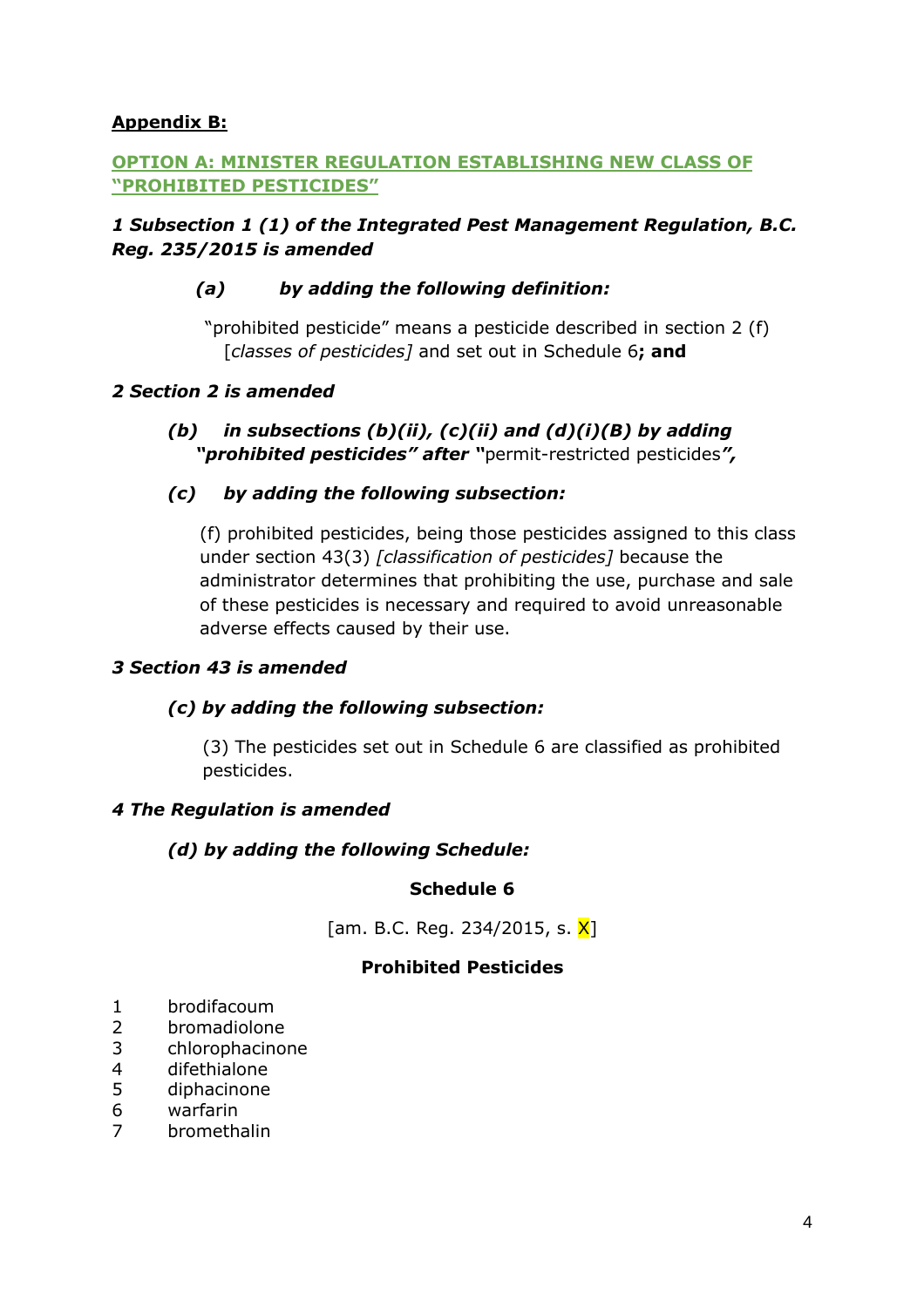**Appendix B:**

## OPTION A: MINISTER REGULATION ESTABLISHING NEW CLASS OF "PROHIBITED PESTICIDES"

### *1 Subsection 1 (1) of the Integrated Pest Management Regulation, B.C. Reg. 235/2015 is amended*

***(a) by adding the following definition:***

"prohibited pesticide" means a pesticide described in section 2 (f) [*classes of pesticides]* and set out in Schedule 6**; and**

### *2 Section 2 is amended*

***(b) in subsections (b)(ii), (c)(ii) and (d)(i)(B) by adding "prohibited pesticides" after "***permit-restricted pesticides***",***

***(c) by adding the following subsection:***

(f) prohibited pesticides, being those pesticides assigned to this class under section 43(3) *[classification of pesticides]* because the administrator determines that prohibiting the use, purchase and sale of these pesticides is necessary and required to avoid unreasonable adverse effects caused by their use.

### *3 Section 43 is amended*

***(c) by adding the following subsection:***

(3) The pesticides set out in Schedule 6 are classified as prohibited pesticides.

### *4 The Regulation is amended*

***(d) by adding the following Schedule:***

**Schedule 6**

[am. B.C. Reg. 234/2015, s. X]

**Prohibited Pesticides**

1 brodifacoum
2 bromadiolone
3 chlorophacinone
4 difethialone
5 diphacinone
6 warfarin
7 bromethalin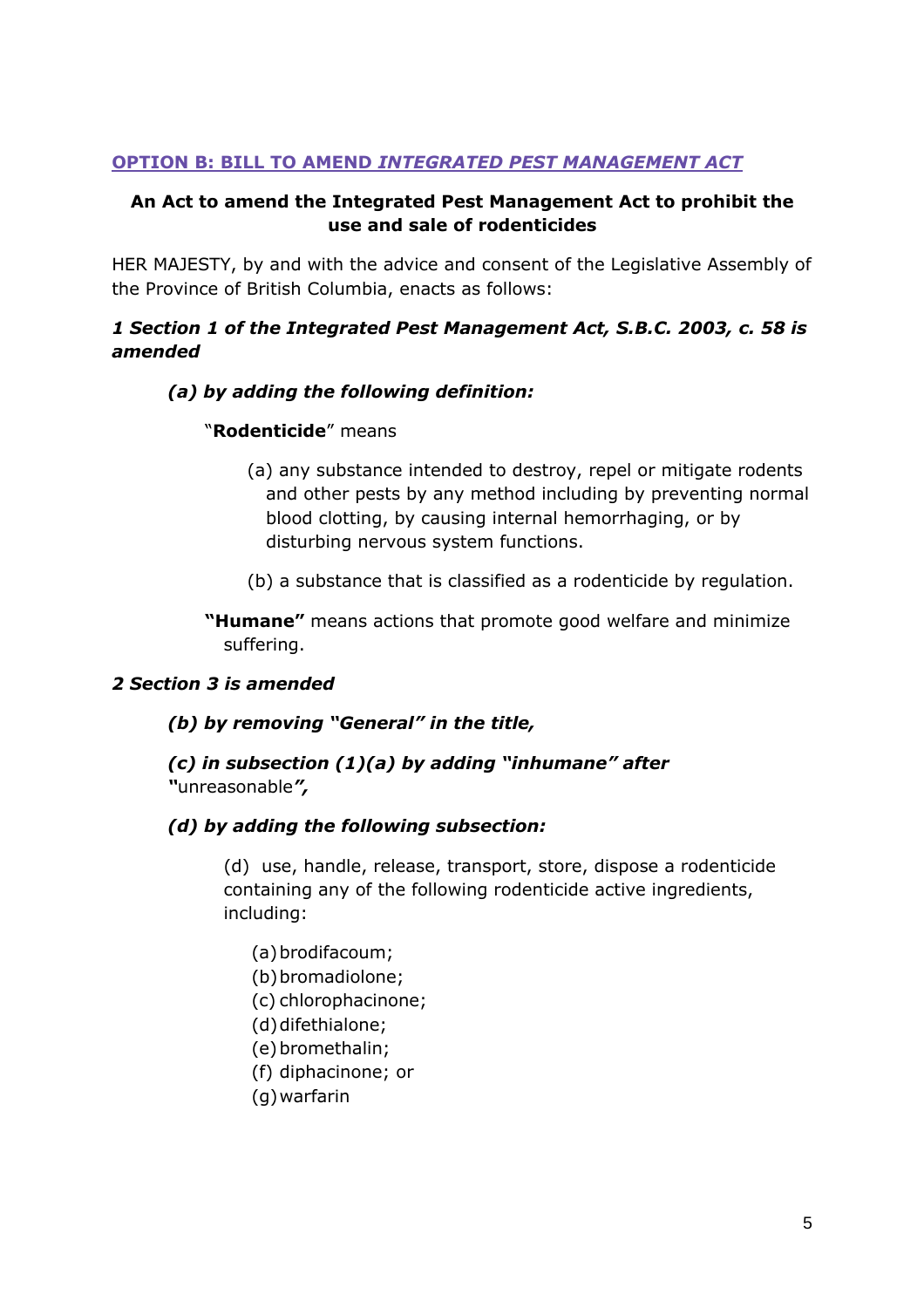## OPTION B: BILL TO AMEND *INTEGRATED PEST MANAGEMENT ACT*

**An Act to amend the Integrated Pest Management Act to prohibit the use and sale of rodenticides**

HER MAJESTY, by and with the advice and consent of the Legislative Assembly of the Province of British Columbia, enacts as follows:

***1 Section 1 of the Integrated Pest Management Act, S.B.C. 2003, c. 58 is amended***

***(a) by adding the following definition:***

"**Rodenticide**" means

(a) any substance intended to destroy, repel or mitigate rodents and other pests by any method including by preventing normal blood clotting, by causing internal hemorrhaging, or by disturbing nervous system functions.

(b) a substance that is classified as a rodenticide by regulation.

**"Humane"** means actions that promote good welfare and minimize suffering.

***2 Section 3 is amended***

***(b) by removing "General" in the title,***

***(c) in subsection (1)(a) by adding "inhumane" after "**unreasonable***",***

***(d) by adding the following subsection:***

(d) use, handle, release, transport, store, dispose a rodenticide containing any of the following rodenticide active ingredients, including:

(a) brodifacoum;
(b) bromadiolone;
(c) chlorophacinone;
(d) difethialone;
(e) bromethalin;
(f) diphacinone; or
(g) warfarin